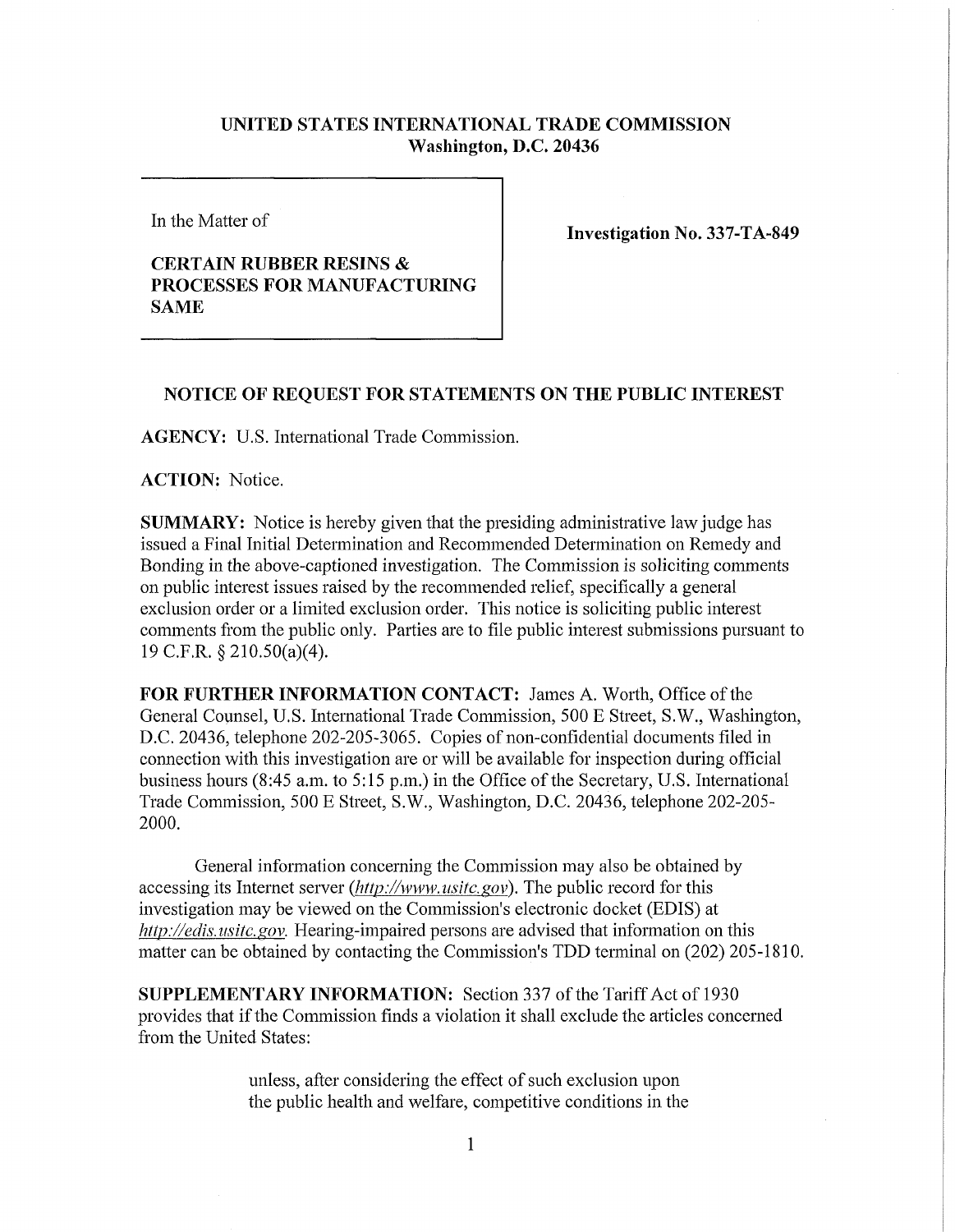# UNITED STATES INTERNATIONAL TRADE COMMISSION
## Washington, D.C. 20436

In the Matter of

**CERTAIN RUBBER RESINS & PROCESSES FOR MANUFACTURING SAME**

**Investigation No. 337-TA-849**

## NOTICE OF REQUEST FOR STATEMENTS ON THE PUBLIC INTEREST

**AGENCY:** U.S. International Trade Commission.

**ACTION:** Notice.

**SUMMARY:** Notice is hereby given that the presiding administrative law judge has issued a Final Initial Determination and Recommended Determination on Remedy and Bonding in the above-captioned investigation. The Commission is soliciting comments on public interest issues raised by the recommended relief, specifically a general exclusion order or a limited exclusion order. This notice is soliciting public interest comments from the public only. Parties are to file public interest submissions pursuant to 19 C.F.R. § 210.50(a)(4).

**FOR FURTHER INFORMATION CONTACT:** James A. Worth, Office of the General Counsel, U.S. International Trade Commission, 500 E Street, S.W., Washington, D.C. 20436, telephone 202-205-3065. Copies of non-confidential documents filed in connection with this investigation are or will be available for inspection during official business hours (8:45 a.m. to 5:15 p.m.) in the Office of the Secretary, U.S. International Trade Commission, 500 E Street, S.W., Washington, D.C. 20436, telephone 202-205-2000.

General information concerning the Commission may also be obtained by accessing its Internet server (*http://www.usitc.gov*). The public record for this investigation may be viewed on the Commission's electronic docket (EDIS) at *http://edis.usitc.gov*. Hearing-impaired persons are advised that information on this matter can be obtained by contacting the Commission's TDD terminal on (202) 205-1810.

**SUPPLEMENTARY INFORMATION:** Section 337 of the Tariff Act of 1930 provides that if the Commission finds a violation it shall exclude the articles concerned from the United States:

> unless, after considering the effect of such exclusion upon the public health and welfare, competitive conditions in the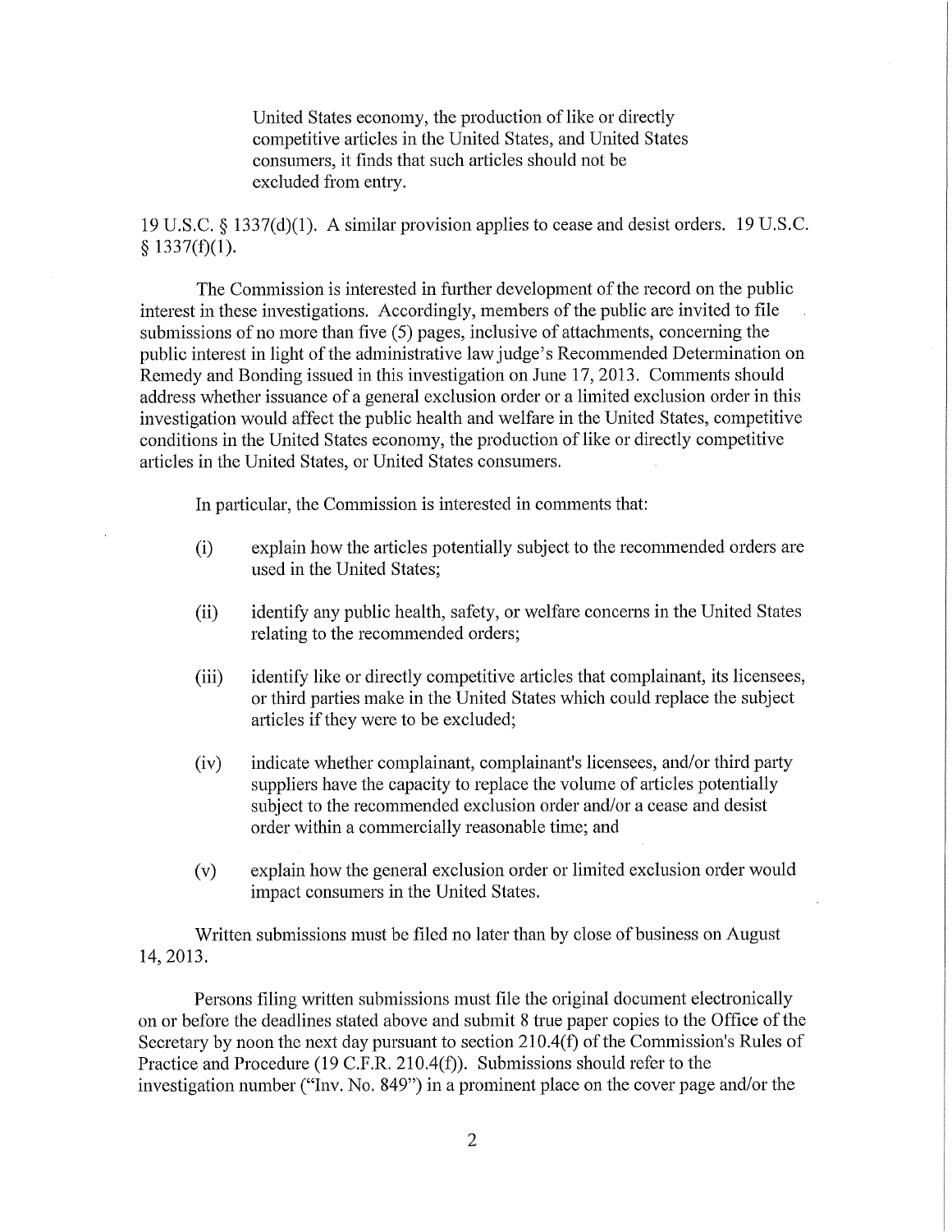> United States economy, the production of like or directly competitive articles in the United States, and United States consumers, it finds that such articles should not be excluded from entry.

19 U.S.C. § 1337(d)(1). A similar provision applies to cease and desist orders. 19 U.S.C. § 1337(f)(1).

The Commission is interested in further development of the record on the public interest in these investigations. Accordingly, members of the public are invited to file submissions of no more than five (5) pages, inclusive of attachments, concerning the public interest in light of the administrative law judge's Recommended Determination on Remedy and Bonding issued in this investigation on June 17, 2013. Comments should address whether issuance of a general exclusion order or a limited exclusion order in this investigation would affect the public health and welfare in the United States, competitive conditions in the United States economy, the production of like or directly competitive articles in the United States, or United States consumers.

In particular, the Commission is interested in comments that:

(i) explain how the articles potentially subject to the recommended orders are used in the United States;

(ii) identify any public health, safety, or welfare concerns in the United States relating to the recommended orders;

(iii) identify like or directly competitive articles that complainant, its licensees, or third parties make in the United States which could replace the subject articles if they were to be excluded;

(iv) indicate whether complainant, complainant's licensees, and/or third party suppliers have the capacity to replace the volume of articles potentially subject to the recommended exclusion order and/or a cease and desist order within a commercially reasonable time; and

(v) explain how the general exclusion order or limited exclusion order would impact consumers in the United States.

Written submissions must be filed no later than by close of business on August 14, 2013.

Persons filing written submissions must file the original document electronically on or before the deadlines stated above and submit 8 true paper copies to the Office of the Secretary by noon the next day pursuant to section 210.4(f) of the Commission's Rules of Practice and Procedure (19 C.F.R. 210.4(f)). Submissions should refer to the investigation number ("Inv. No. 849") in a prominent place on the cover page and/or the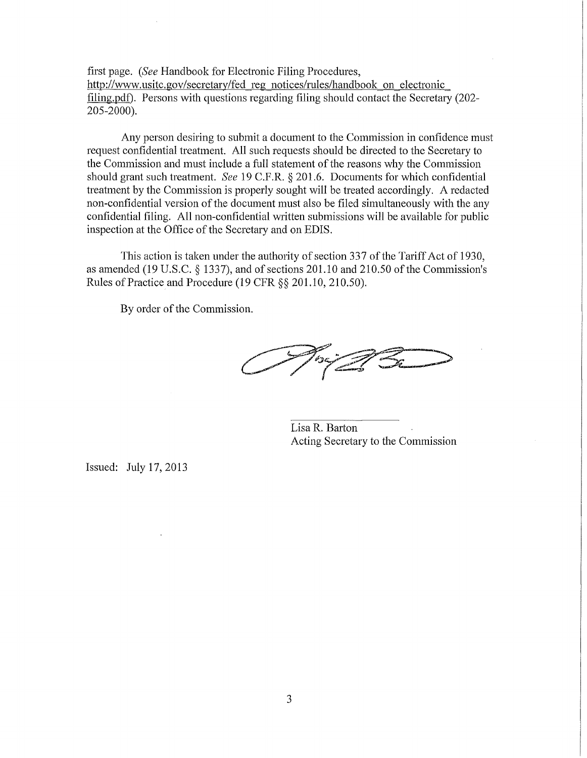first page. (*See* Handbook for Electronic Filing Procedures, http://www.usitc.gov/secretary/fed_reg_notices/rules/handbook_on_electronic_filing.pdf). Persons with questions regarding filing should contact the Secretary (202-205-2000).

Any person desiring to submit a document to the Commission in confidence must request confidential treatment. All such requests should be directed to the Secretary to the Commission and must include a full statement of the reasons why the Commission should grant such treatment. *See* 19 C.F.R. § 201.6. Documents for which confidential treatment by the Commission is properly sought will be treated accordingly. A redacted non-confidential version of the document must also be filed simultaneously with the any confidential filing. All non-confidential written submissions will be available for public inspection at the Office of the Secretary and on EDIS.

This action is taken under the authority of section 337 of the Tariff Act of 1930, as amended (19 U.S.C. § 1337), and of sections 201.10 and 210.50 of the Commission's Rules of Practice and Procedure (19 CFR §§ 201.10, 210.50).

By order of the Commission.

Lisa R. Barton
Acting Secretary to the Commission

Issued: July 17, 2013